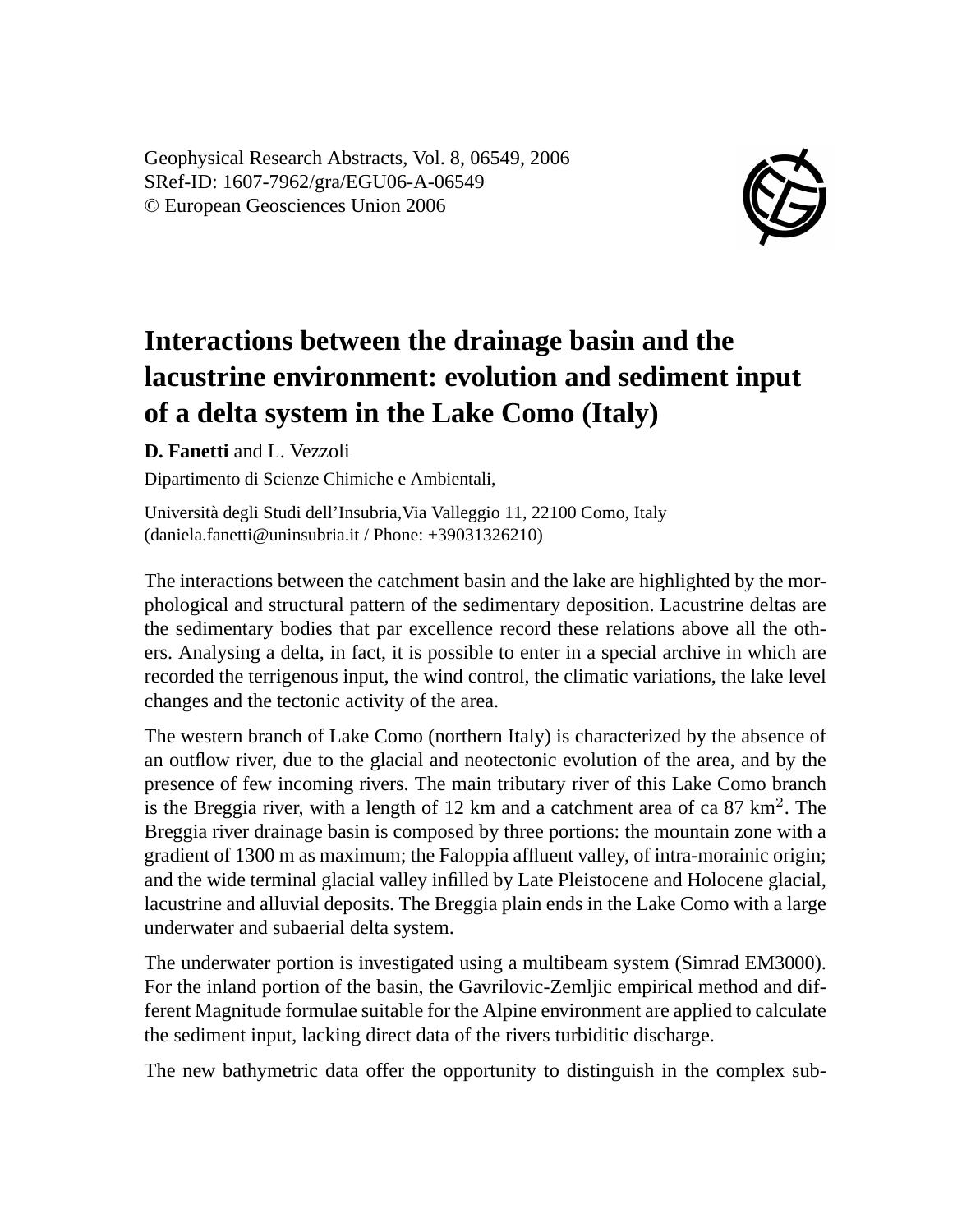Geophysical Research Abstracts, Vol. 8, 06549, 2006
SRef-ID: 1607-7962/gra/EGU06-A-06549
© European Geosciences Union 2006

# Interactions between the drainage basin and the lacustrine environment: evolution and sediment input of a delta system in the Lake Como (Italy)

**D. Fanetti** and L. Vezzoli

Dipartimento di Scienze Chimiche e Ambientali,

Università degli Studi dell'Insubria,Via Valleggio 11, 22100 Como, Italy
(daniela.fanetti@uninsubria.it / Phone: +39031326210)

The interactions between the catchment basin and the lake are highlighted by the morphological and structural pattern of the sedimentary deposition. Lacustrine deltas are the sedimentary bodies that par excellence record these relations above all the others. Analysing a delta, in fact, it is possible to enter in a special archive in which are recorded the terrigenous input, the wind control, the climatic variations, the lake level changes and the tectonic activity of the area.

The western branch of Lake Como (northern Italy) is characterized by the absence of an outflow river, due to the glacial and neotectonic evolution of the area, and by the presence of few incoming rivers. The main tributary river of this Lake Como branch is the Breggia river, with a length of 12 km and a catchment area of ca 87 km$^2$. The Breggia river drainage basin is composed by three portions: the mountain zone with a gradient of 1300 m as maximum; the Faloppia affluent valley, of intra-morainic origin; and the wide terminal glacial valley infilled by Late Pleistocene and Holocene glacial, lacustrine and alluvial deposits. The Breggia plain ends in the Lake Como with a large underwater and subaerial delta system.

The underwater portion is investigated using a multibeam system (Simrad EM3000). For the inland portion of the basin, the Gavrilovic-Zemljic empirical method and different Magnitude formulae suitable for the Alpine environment are applied to calculate the sediment input, lacking direct data of the rivers turbiditic discharge.

The new bathymetric data offer the opportunity to distinguish in the complex sub-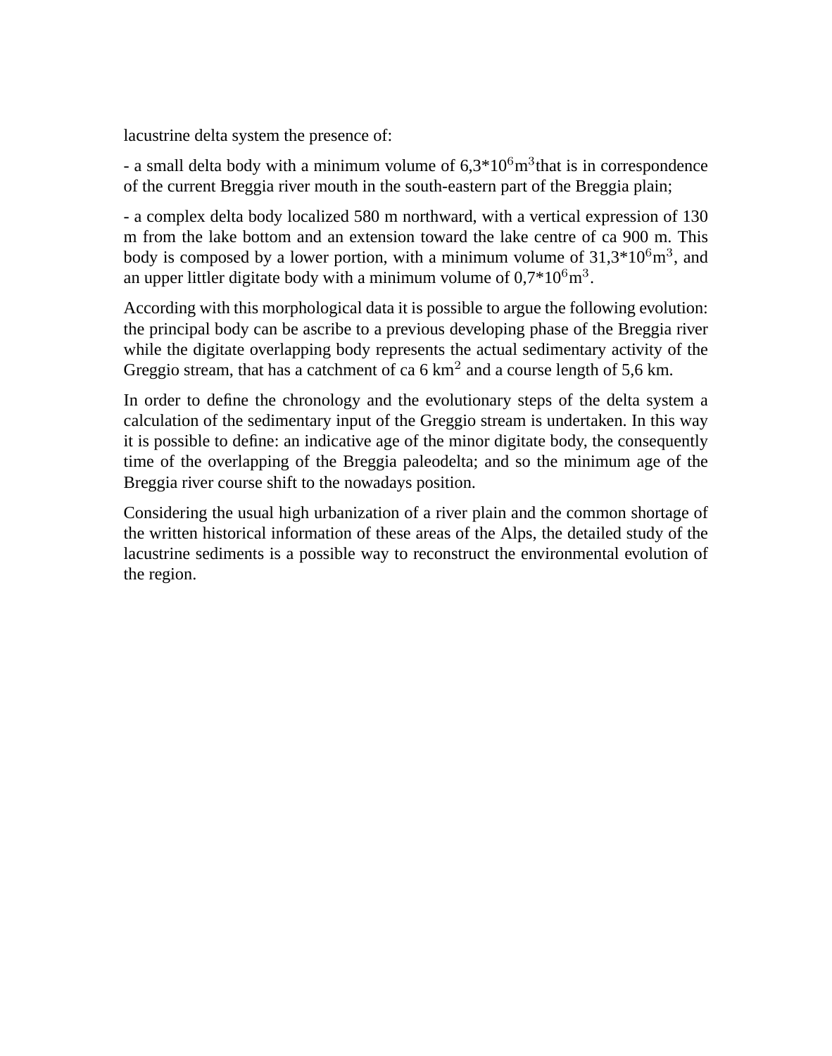lacustrine delta system the presence of:

- a small delta body with a minimum volume of $6{,}3 \cdot 10^6 m^3$that is in correspondence of the current Breggia river mouth in the south-eastern part of the Breggia plain;

- a complex delta body localized 580 m northward, with a vertical expression of 130 m from the lake bottom and an extension toward the lake centre of ca 900 m. This body is composed by a lower portion, with a minimum volume of $31{,}3 \cdot 10^6 m^3$, and an upper littler digitate body with a minimum volume of $0{,}7 \cdot 10^6 m^3$.

According with this morphological data it is possible to argue the following evolution: the principal body can be ascribe to a previous developing phase of the Breggia river while the digitate overlapping body represents the actual sedimentary activity of the Greggio stream, that has a catchment of ca 6 $km^2$ and a course length of 5,6 km.

In order to define the chronology and the evolutionary steps of the delta system a calculation of the sedimentary input of the Greggio stream is undertaken. In this way it is possible to define: an indicative age of the minor digitate body, the consequently time of the overlapping of the Breggia paleodelta; and so the minimum age of the Breggia river course shift to the nowadays position.

Considering the usual high urbanization of a river plain and the common shortage of the written historical information of these areas of the Alps, the detailed study of the lacustrine sediments is a possible way to reconstruct the environmental evolution of the region.